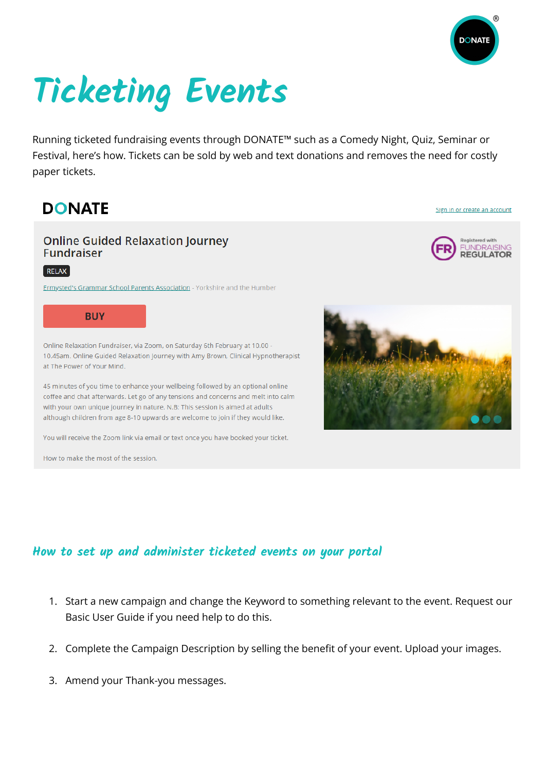# Ticketing Events

Running ticketed fundraising events through DONATE™ such as a Comedy Night, Quiz, Seminar or Festival, here's how. Tickets can be sold by web and text donations and removes the need for costly paper tickets.

DONATE

Sign in or create an account

Online Guided Relaxation Journey Fundraiser

RELAX

Ermysted's Grammar School Parents Association - Yorkshire and the Humber

Registered with FUNDRAISING REGULATOR

BUY

Online Relaxation Fundraiser, via Zoom, on Saturday 6th February at 10.00 - 10.45am. Online Guided Relaxation Journey with Amy Brown, Clinical Hypnotherapist at The Power of Your Mind.

45 minutes of you time to enhance your wellbeing followed by an optional online coffee and chat afterwards. Let go of any tensions and concerns and melt into calm with your own unique journey in nature. N.B: This session is aimed at adults although children from age 8-10 upwards are welcome to join if they would like.

You will receive the Zoom link via email or text once you have booked your ticket.

How to make the most of the session.

## How to set up and administer ticketed events on your portal

1. Start a new campaign and change the Keyword to something relevant to the event. Request our Basic User Guide if you need help to do this.
2. Complete the Campaign Description by selling the benefit of your event. Upload your images.
3. Amend your Thank-you messages.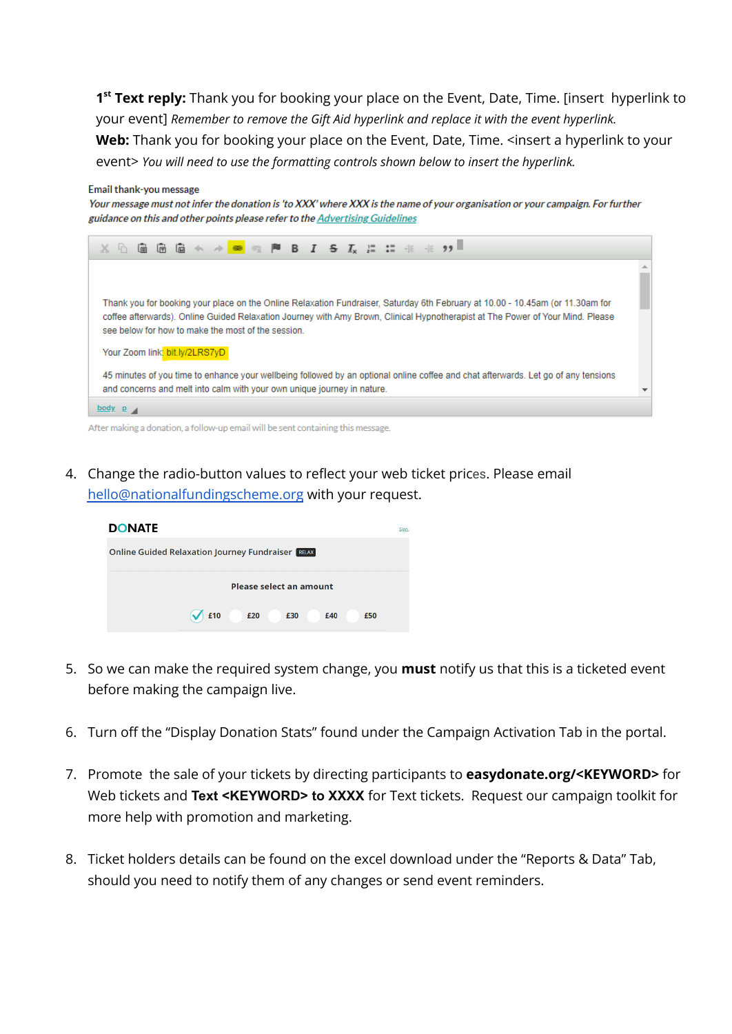**1st Text reply:** Thank you for booking your place on the Event, Date, Time. [insert hyperlink to your event] *Remember to remove the Gift Aid hyperlink and replace it with the event hyperlink.*
**Web:** Thank you for booking your place on the Event, Date, Time. <insert a hyperlink to your event> *You will need to use the formatting controls shown below to insert the hyperlink.*

Email thank-you message

*Your message must not infer the donation is 'to XXX' where XXX is the name of your organisation or your campaign. For further guidance on this and other points please refer to the [Advertising Guidelines]*

Thank you for booking your place on the Online Relaxation Fundraiser, Saturday 6th February at 10.00 - 10.45am (or 11.30am for coffee afterwards). Online Guided Relaxation Journey with Amy Brown, Clinical Hypnotherapist at The Power of Your Mind. Please see below for how to make the most of the session.

Your Zoom link: bit.ly/2LRS7yD

45 minutes of you time to enhance your wellbeing followed by an optional online coffee and chat afterwards. Let go of any tensions and concerns and melt into calm with your own unique journey in nature.

body p

After making a donation, a follow-up email will be sent containing this message.

4. Change the radio-button values to reflect your web ticket prices. Please email [hello@nationalfundingscheme.org] with your request.

   DONATE

   Online Guided Relaxation Journey Fundraiser RELAX

   Please select an amount

   £10 £20 £30 £40 £50

5. So we can make the required system change, you **must** notify us that this is a ticketed event before making the campaign live.

6. Turn off the "Display Donation Stats" found under the Campaign Activation Tab in the portal.

7. Promote the sale of your tickets by directing participants to **easydonate.org/<KEYWORD>** for Web tickets and **Text <KEYWORD> to XXXX** for Text tickets. Request our campaign toolkit for more help with promotion and marketing.

8. Ticket holders details can be found on the excel download under the "Reports & Data" Tab, should you need to notify them of any changes or send event reminders.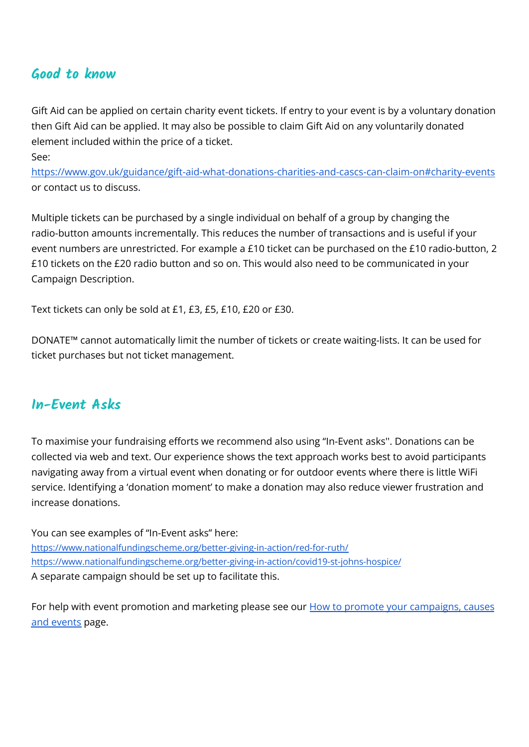## Good to know

Gift Aid can be applied on certain charity event tickets. If entry to your event is by a voluntary donation then Gift Aid can be applied. It may also be possible to claim Gift Aid on any voluntarily donated element included within the price of a ticket.
See:
https://www.gov.uk/guidance/gift-aid-what-donations-charities-and-cascs-can-claim-on#charity-events
or contact us to discuss.

Multiple tickets can be purchased by a single individual on behalf of a group by changing the radio-button amounts incrementally. This reduces the number of transactions and is useful if your event numbers are unrestricted. For example a £10 ticket can be purchased on the £10 radio-button, 2 £10 tickets on the £20 radio button and so on. This would also need to be communicated in your Campaign Description.

Text tickets can only be sold at £1, £3, £5, £10, £20 or £30.

DONATE™ cannot automatically limit the number of tickets or create waiting-lists. It can be used for ticket purchases but not ticket management.

## In-Event Asks

To maximise your fundraising efforts we recommend also using "In-Event asks''. Donations can be collected via web and text. Our experience shows the text approach works best to avoid participants navigating away from a virtual event when donating or for outdoor events where there is little WiFi service. Identifying a 'donation moment' to make a donation may also reduce viewer frustration and increase donations.

You can see examples of "In-Event asks" here:
https://www.nationalfundingscheme.org/better-giving-in-action/red-for-ruth/
https://www.nationalfundingscheme.org/better-giving-in-action/covid19-st-johns-hospice/
A separate campaign should be set up to facilitate this.

For help with event promotion and marketing please see our How to promote your campaigns, causes and events page.